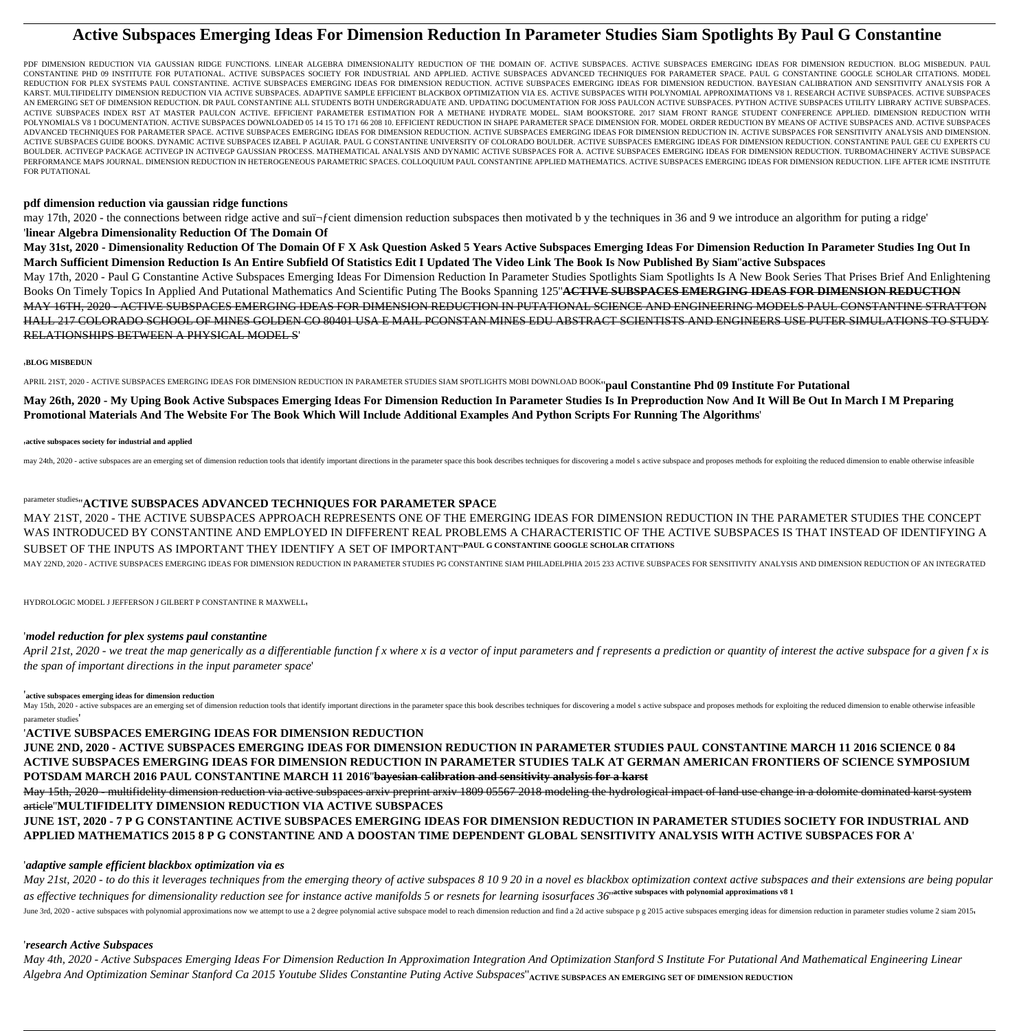# Active Subspaces Emerging Ideas For Dimension Reduction In Parameter Studies Siam Spotlights By Paul G Constantine

PDF DIMENSION REDUCTION VIA GAUSSIAN RIDGE FUNCTIONS. LINEAR ALGEBRA DIMENSIONALITY REDUCTION OF THE DOMAIN OF. ACTIVE SUBSPACES. ACTIVE SUBSPACES EMERGING IDEAS FOR DIMENSION REDUCTION. BLOG MISBEDUN. PAUL CONSTANTINE PHD 09 INSTITUTE FOR PUTATIONAL. ACTIVE SUBSPACES SOCIETY FOR INDUSTRIAL AND APPLIED. ACTIVE SUBSPACES ADVANCED TECHNIQUES FOR PARAMETER SPACE. PAUL G CONSTANTINE GOOGLE SCHOLAR CITATIONS. MODEL REDUCTION FOR PLEX SYSTEMS PAUL CONSTANTINE. ACTIVE SUBSPACES EMERGING IDEAS FOR DIMENSION REDUCTION. ACTIVE SUBSPACES EMERGING IDEAS FOR DIMENSION REDUCTION. BAYESIAN CALIBRATION AND SENSITIVITY ANALYSIS FOR A KARST. MULTIFIDELITY DIMENSION REDUCTION VIA ACTIVE SUBSPACES. ADAPTIVE SAMPLE EFFICIENT BLACKBOX OPTIMIZATION VIA ES. ACTIVE SUBSPACES WITH POLYNOMIAL APPROXIMATIONS V8 1. RESEARCH ACTIVE SUBSPACES. ACTIVE SUBSPACES AN EMERGING SET OF DIMENSION REDUCTION. DR PAUL CONSTANTINE ALL STUDENTS BOTH UNDERGRADUATE AND. UPDATING DOCUMENTATION FOR JOSS PAULCON ACTIVE SUBSPACES. PYTHON ACTIVE SUBSPACES UTILITY LIBRARY ACTIVE SUBSPACES. ACTIVE SUBSPACES INDEX RST AT MASTER PAULCON ACTIVE. EFFICIENT PARAMETER ESTIMATION FOR A METHANE HYDRATE MODEL. SIAM BOOKSTORE. 2017 SIAM FRONT RANGE STUDENT CONFERENCE APPLIED. DIMENSION REDUCTION WITH POLYNOMIALS V8 1 DOCUMENTATION. ACTIVE SUBSPACES DOWNLOADED 05 14 15 TO 171 66 208 10. EFFICIENT REDUCTION IN SHAPE PARAMETER SPACE DIMENSION FOR. MODEL ORDER REDUCTION BY MEANS OF ACTIVE SUBSPACES AND. ACTIVE SUBSPACES ADVANCED TECHNIQUES FOR PARAMETER SPACE. ACTIVE SUBSPACES EMERGING IDEAS FOR DIMENSION REDUCTION. ACTIVE SUBSPACES EMERGING IDEAS FOR DIMENSION REDUCTION IN. ACTIVE SUBSPACES FOR SENSITIVITY ANALYSIS AND DIMENSION. ACTIVE SUBSPACES GUIDE BOOKS. DYNAMIC ACTIVE SUBSPACES IZABEL P AGUIAR. PAUL G CONSTANTINE UNIVERSITY OF COLORADO BOULDER. ACTIVE SUBSPACES EMERGING IDEAS FOR DIMENSION REDUCTION. CONSTANTINE PAUL GEE CU EXPERTS CU BOULDER. ACTIVEGP PACKAGE ACTIVEGP IN ACTIVEGP GAUSSIAN PROCESS. MATHEMATICAL ANALYSIS AND DYNAMIC ACTIVE SUBSPACES FOR A. ACTIVE SUBSPACES EMERGING IDEAS FOR DIMENSION REDUCTION. TURBOMACHINERY ACTIVE SUBSPACE PERFORMANCE MAPS JOURNAL. DIMENSION REDUCTION IN HETEROGENEOUS PARAMETRIC SPACES. COLLOQUIUM PAUL CONSTANTINE APPLIED MATHEMATICS. ACTIVE SUBSPACES EMERGING IDEAS FOR DIMENSION REDUCTION. LIFE AFTER ICME INSTITUTE FOR PUTATIONAL

**pdf dimension reduction via gaussian ridge functions**

may 17th, 2020 - the connections between ridge active and suï¬ƒcient dimension reduction subspaces then motivated b y the techniques in 36 and 9 we introduce an algorithm for puting a ridge'

'**linear Algebra Dimensionality Reduction Of The Domain Of**

**May 31st, 2020 - Dimensionality Reduction Of The Domain Of F X Ask Question Asked 5 Years Active Subspaces Emerging Ideas For Dimension Reduction In Parameter Studies Ing Out In March Sufficient Dimension Reduction Is An Entire Subfield Of Statistics Edit I Updated The Video Link The Book Is Now Published By Siam**''**active Subspaces**

May 17th, 2020 - Paul G Constantine Active Subspaces Emerging Ideas For Dimension Reduction In Parameter Studies Spotlights Siam Spotlights Is A New Book Series That Prises Brief And Enlightening Books On Timely Topics In Applied And Putational Mathematics And Scientific Puting The Books Spanning 125''**ACTIVE SUBSPACES EMERGING IDEAS FOR DIMENSION REDUCTION**

~~MAY 16TH, 2020 - ACTIVE SUBSPACES EMERGING IDEAS FOR DIMENSION REDUCTION IN PUTATIONAL SCIENCE AND ENGINEERING MODELS PAUL CONSTANTINE STRATTON HALL 217 COLORADO SCHOOL OF MINES GOLDEN CO 80401 USA E MAIL PCONSTAN MINES EDU ABSTRACT SCIENTISTS AND ENGINEERS USE PUTER SIMULATIONS TO STUDY RELATIONSHIPS BETWEEN A PHYSICAL MODEL S~~'

'**BLOG MISBEDUN**

APRIL 21ST, 2020 - ACTIVE SUBSPACES EMERGING IDEAS FOR DIMENSION REDUCTION IN PARAMETER STUDIES SIAM SPOTLIGHTS MOBI DOWNLOAD BOOK''**paul Constantine Phd 09 Institute For Putational**

**May 26th, 2020 - My Uping Book Active Subspaces Emerging Ideas For Dimension Reduction In Parameter Studies Is In Preproduction Now And It Will Be Out In March I M Preparing Promotional Materials And The Website For The Book Which Will Include Additional Examples And Python Scripts For Running The Algorithms**'

'**active subspaces society for industrial and applied**

may 24th, 2020 - active subspaces are an emerging set of dimension reduction tools that identify important directions in the parameter space this book describes techniques for discovering a model s active subspace and proposes methods for exploiting the reduced dimension to enable otherwise infeasible parameter studies''**ACTIVE SUBSPACES ADVANCED TECHNIQUES FOR PARAMETER SPACE**

MAY 21ST, 2020 - THE ACTIVE SUBSPACES APPROACH REPRESENTS ONE OF THE EMERGING IDEAS FOR DIMENSION REDUCTION IN THE PARAMETER STUDIES THE CONCEPT WAS INTRODUCED BY CONSTANTINE AND EMPLOYED IN DIFFERENT REAL PROBLEMS A CHARACTERISTIC OF THE ACTIVE SUBSPACES IS THAT INSTEAD OF IDENTIFYING A SUBSET OF THE INPUTS AS IMPORTANT THEY IDENTIFY A SET OF IMPORTANT''**PAUL G CONSTANTINE GOOGLE SCHOLAR CITATIONS**

MAY 22ND, 2020 - ACTIVE SUBSPACES EMERGING IDEAS FOR DIMENSION REDUCTION IN PARAMETER STUDIES PG CONSTANTINE SIAM PHILADELPHIA 2015 233 ACTIVE SUBSPACES FOR SENSITIVITY ANALYSIS AND DIMENSION REDUCTION OF AN INTEGRATED HYDROLOGIC MODEL J JEFFERSON J GILBERT P CONSTANTINE R MAXWELL'

'***model reduction for plex systems paul constantine***

*April 21st, 2020 - we treat the map generically as a differentiable function f x where x is a vector of input parameters and f represents a prediction or quantity of interest the active subspace for a given f x is the span of important directions in the input parameter space*'

'**active subspaces emerging ideas for dimension reduction**

May 15th, 2020 - active subspaces are an emerging set of dimension reduction tools that identify important directions in the parameter space this book describes techniques for discovering a model s active subspace and proposes methods for exploiting the reduced dimension to enable otherwise infeasible parameter studies'

'**ACTIVE SUBSPACES EMERGING IDEAS FOR DIMENSION REDUCTION**

**JUNE 2ND, 2020 - ACTIVE SUBSPACES EMERGING IDEAS FOR DIMENSION REDUCTION IN PARAMETER STUDIES PAUL CONSTANTINE MARCH 11 2016 SCIENCE 0 84 ACTIVE SUBSPACES EMERGING IDEAS FOR DIMENSION REDUCTION IN PARAMETER STUDIES TALK AT GERMAN AMERICAN FRONTIERS OF SCIENCE SYMPOSIUM POTSDAM MARCH 2016 PAUL CONSTANTINE MARCH 11 2016**''**bayesian calibration and sensitivity analysis for a karst**

~~May 15th, 2020 - multifidelity dimension reduction via active subspaces arxiv preprint arxiv 1809 05567 2018 modeling the hydrological impact of land use change in a dolomite dominated karst system article~~''**MULTIFIDELITY DIMENSION REDUCTION VIA ACTIVE SUBSPACES**

**JUNE 1ST, 2020 - 7 P G CONSTANTINE ACTIVE SUBSPACES EMERGING IDEAS FOR DIMENSION REDUCTION IN PARAMETER STUDIES SOCIETY FOR INDUSTRIAL AND APPLIED MATHEMATICS 2015 8 P G CONSTANTINE AND A DOOSTAN TIME DEPENDENT GLOBAL SENSITIVITY ANALYSIS WITH ACTIVE SUBSPACES FOR A**'

'***adaptive sample efficient blackbox optimization via es***

*May 21st, 2020 - to do this it leverages techniques from the emerging theory of active subspaces 8 10 9 20 in a novel es blackbox optimization context active subspaces and their extensions are being popular as effective techniques for dimensionality reduction see for instance active manifolds 5 or resnets for learning isosurfaces 36*''**active subspaces with polynomial approximations v8 1**

June 3rd, 2020 - active subspaces with polynomial approximations now we attempt to use a 2 degree polynomial active subspace model to reach dimension reduction and find a 2d active subspace p g 2015 active subspaces emerging ideas for dimension reduction in parameter studies volume 2 siam 2015'

'***research Active Subspaces***

*May 4th, 2020 - Active Subspaces Emerging Ideas For Dimension Reduction In Approximation Integration And Optimization Stanford S Institute For Putational And Mathematical Engineering Linear Algebra And Optimization Seminar Stanford Ca 2015 Youtube Slides Constantine Puting Active Subspaces*''**ACTIVE SUBSPACES AN EMERGING SET OF DIMENSION REDUCTION**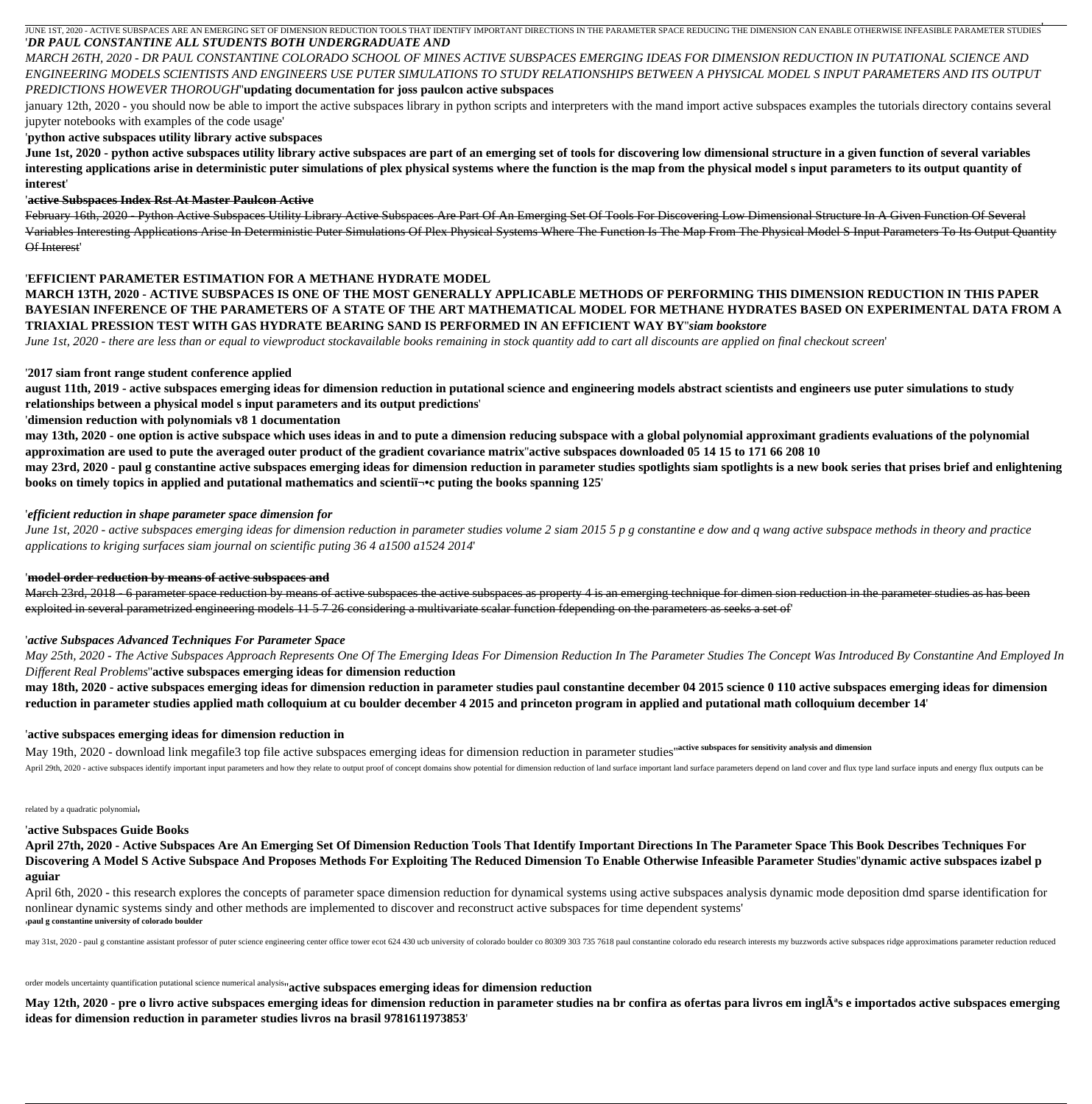JUNE 1ST, 2020 - ACTIVE SUBSPACES ARE AN EMERGING SET OF DIMENSION REDUCTION TOOLS THAT IDENTIFY IMPORTANT DIRECTIONS IN THE PARAMETER SPACE REDUCING THE DIMENSION CAN ENABLE OTHERWISE INFEASIBLE PARAMETER STUDIES'

'*DR PAUL CONSTANTINE ALL STUDENTS BOTH UNDERGRADUATE AND*

*MARCH 26TH, 2020 - DR PAUL CONSTANTINE COLORADO SCHOOL OF MINES ACTIVE SUBSPACES EMERGING IDEAS FOR DIMENSION REDUCTION IN PUTATIONAL SCIENCE AND ENGINEERING MODELS SCIENTISTS AND ENGINEERS USE PUTER SIMULATIONS TO STUDY RELATIONSHIPS BETWEEN A PHYSICAL MODEL S INPUT PARAMETERS AND ITS OUTPUT PREDICTIONS HOWEVER THOROUGH*''**updating documentation for joss paulcon active subspaces**

january 12th, 2020 - you should now be able to import the active subspaces library in python scripts and interpreters with the mand import active subspaces examples the tutorials directory contains several jupyter notebooks with examples of the code usage'

'**python active subspaces utility library active subspaces**

**June 1st, 2020 - python active subspaces utility library active subspaces are part of an emerging set of tools for discovering low dimensional structure in a given function of several variables interesting applications arise in deterministic puter simulations of plex physical systems where the function is the map from the physical model s input parameters to its output quantity of interest**'

'**active Subspaces Index Rst At Master Paulcon Active**

February 16th, 2020 - Python Active Subspaces Utility Library Active Subspaces Are Part Of An Emerging Set Of Tools For Discovering Low Dimensional Structure In A Given Function Of Several Variables Interesting Applications Arise In Deterministic Puter Simulations Of Plex Physical Systems Where The Function Is The Map From The Physical Model S Input Parameters To Its Output Quantity Of Interest'

'**EFFICIENT PARAMETER ESTIMATION FOR A METHANE HYDRATE MODEL**

**MARCH 13TH, 2020 - ACTIVE SUBSPACES IS ONE OF THE MOST GENERALLY APPLICABLE METHODS OF PERFORMING THIS DIMENSION REDUCTION IN THIS PAPER BAYESIAN INFERENCE OF THE PARAMETERS OF A STATE OF THE ART MATHEMATICAL MODEL FOR METHANE HYDRATES BASED ON EXPERIMENTAL DATA FROM A TRIAXIAL PRESSION TEST WITH GAS HYDRATE BEARING SAND IS PERFORMED IN AN EFFICIENT WAY BY**''***siam bookstore***

*June 1st, 2020 - there are less than or equal to viewproduct stockavailable books remaining in stock quantity add to cart all discounts are applied on final checkout screen*'

'**2017 siam front range student conference applied**

**august 11th, 2019 - active subspaces emerging ideas for dimension reduction in putational science and engineering models abstract scientists and engineers use puter simulations to study relationships between a physical model s input parameters and its output predictions**'

'**dimension reduction with polynomials v8 1 documentation**

**may 13th, 2020 - one option is active subspace which uses ideas in and to pute a dimension reducing subspace with a global polynomial approximant gradients evaluations of the polynomial approximation are used to pute the averaged outer product of the gradient covariance matrix**''**active subspaces downloaded 05 14 15 to 171 66 208 10**

**may 23rd, 2020 - paul g constantine active subspaces emerging ideas for dimension reduction in parameter studies spotlights siam spotlights is a new book series that prises brief and enlightening books on timely topics in applied and putational mathematics and scientiï¬•c puting the books spanning 125**'

'***efficient reduction in shape parameter space dimension for***

*June 1st, 2020 - active subspaces emerging ideas for dimension reduction in parameter studies volume 2 siam 2015 5 p g constantine e dow and q wang active subspace methods in theory and practice applications to kriging surfaces siam journal on scientific puting 36 4 a1500 a1524 2014*'

'**model order reduction by means of active subspaces and**

March 23rd, 2018 - 6 parameter space reduction by means of active subspaces the active subspaces as property 4 is an emerging technique for dimen sion reduction in the parameter studies as has been exploited in several parametrized engineering models 11 5 7 26 considering a multivariate scalar function fdepending on the parameters as seeks a set of'

'***active Subspaces Advanced Techniques For Parameter Space***

*May 25th, 2020 - The Active Subspaces Approach Represents One Of The Emerging Ideas For Dimension Reduction In The Parameter Studies The Concept Was Introduced By Constantine And Employed In Different Real Problems*''**active subspaces emerging ideas for dimension reduction**

**may 18th, 2020 - active subspaces emerging ideas for dimension reduction in parameter studies paul constantine december 04 2015 science 0 110 active subspaces emerging ideas for dimension reduction in parameter studies applied math colloquium at cu boulder december 4 2015 and princeton program in applied and putational math colloquium december 14**'

'**active subspaces emerging ideas for dimension reduction in**

May 19th, 2020 - download link megafile3 top file active subspaces emerging ideas for dimension reduction in parameter studies''**active subspaces for sensitivity analysis and dimension**

April 29th, 2020 - active subspaces identify important input parameters and how they relate to output proof of concept domains show potential for dimension reduction of land surface important land surface parameters depend on land cover and flux type land surface inputs and energy flux outputs can be related by a quadratic polynomial'

'**active Subspaces Guide Books**

**April 27th, 2020 - Active Subspaces Are An Emerging Set Of Dimension Reduction Tools That Identify Important Directions In The Parameter Space This Book Describes Techniques For Discovering A Model S Active Subspace And Proposes Methods For Exploiting The Reduced Dimension To Enable Otherwise Infeasible Parameter Studies**''**dynamic active subspaces izabel p aguiar**

April 6th, 2020 - this research explores the concepts of parameter space dimension reduction for dynamical systems using active subspaces analysis dynamic mode deposition dmd sparse identification for nonlinear dynamic systems sindy and other methods are implemented to discover and reconstruct active subspaces for time dependent systems'

'**paul g constantine university of colorado boulder**

may 31st, 2020 - paul g constantine assistant professor of puter science engineering center office tower ecot 624 430 ucb university of colorado boulder co 80309 303 735 7618 paul constantine colorado edu research interests my buzzwords active subspaces ridge approximations parameter reduction reduced order models uncertainty quantification putational science numerical analysis''**active subspaces emerging ideas for dimension reduction**

**May 12th, 2020 - pre o livro active subspaces emerging ideas for dimension reduction in parameter studies na br confira as ofertas para livros em inglÃªs e importados active subspaces emerging ideas for dimension reduction in parameter studies livros na brasil 9781611973853**'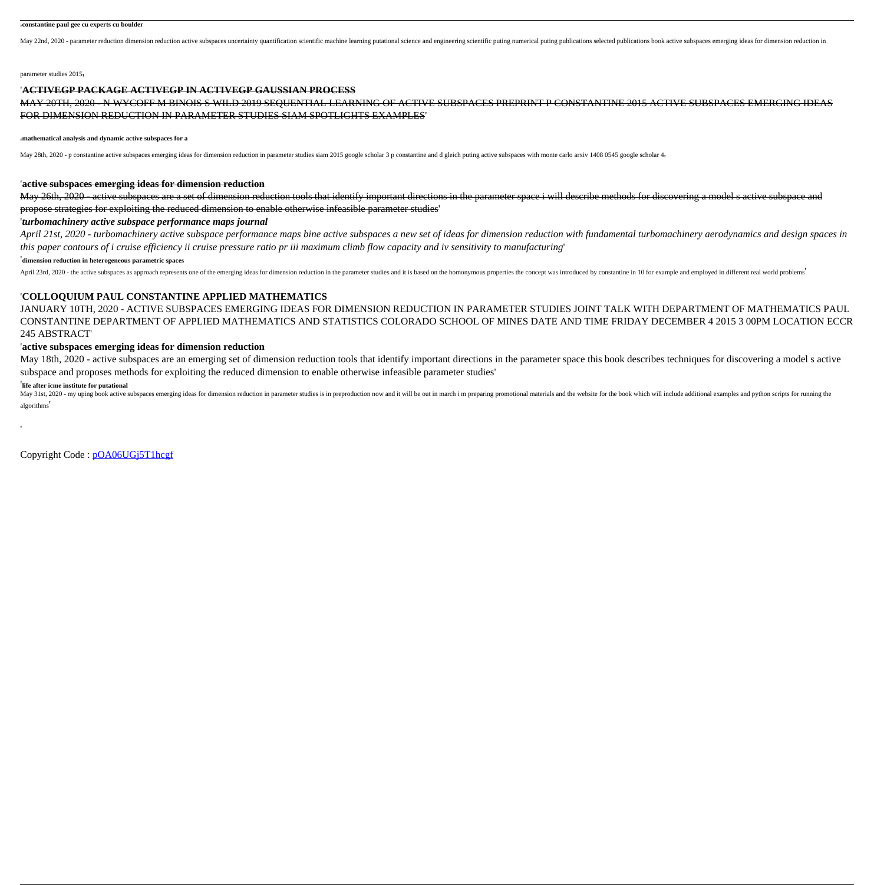'**constantine paul gee cu experts cu boulder**

May 22nd, 2020 - parameter reduction dimension reduction active subspaces uncertainty quantification scientific machine learning putational science and engineering scientific puting numerical puting publications selected publications book active subspaces emerging ideas for dimension reduction in parameter studies 2015'

'**~~ACTIVEGP PACKAGE ACTIVEGP IN ACTIVEGP GAUSSIAN PROCESS~~**

~~MAY 20TH, 2020 - N WYCOFF M BINOIS S WILD 2019 SEQUENTIAL LEARNING OF ACTIVE SUBSPACES PREPRINT P CONSTANTINE 2015 ACTIVE SUBSPACES EMERGING IDEAS FOR DIMENSION REDUCTION IN PARAMETER STUDIES SIAM SPOTLIGHTS EXAMPLES~~'

'**mathematical analysis and dynamic active subspaces for a**

May 28th, 2020 - p constantine active subspaces emerging ideas for dimension reduction in parameter studies siam 2015 google scholar 3 p constantine and d gleich puting active subspaces with monte carlo arxiv 1408 0545 google scholar 4'

'**~~active subspaces emerging ideas for dimension reduction~~**

~~May 26th, 2020 - active subspaces are a set of dimension reduction tools that identify important directions in the parameter space i will describe methods for discovering a model s active subspace and propose strategies for exploiting the reduced dimension to enable otherwise infeasible parameter studies~~'

'***turbomachinery active subspace performance maps journal***

*April 21st, 2020 - turbomachinery active subspace performance maps bine active subspaces a new set of ideas for dimension reduction with fundamental turbomachinery aerodynamics and design spaces in this paper contours of i cruise efficiency ii cruise pressure ratio pr iii maximum climb flow capacity and iv sensitivity to manufacturing*'

'**dimension reduction in heterogeneous parametric spaces**

April 23rd, 2020 - the active subspaces as approach represents one of the emerging ideas for dimension reduction in the parameter studies and it is based on the homonymous properties the concept was introduced by constantine in 10 for example and employed in different real world problems'

'**COLLOQUIUM PAUL CONSTANTINE APPLIED MATHEMATICS**

JANUARY 10TH, 2020 - ACTIVE SUBSPACES EMERGING IDEAS FOR DIMENSION REDUCTION IN PARAMETER STUDIES JOINT TALK WITH DEPARTMENT OF MATHEMATICS PAUL CONSTANTINE DEPARTMENT OF APPLIED MATHEMATICS AND STATISTICS COLORADO SCHOOL OF MINES DATE AND TIME FRIDAY DECEMBER 4 2015 3 00PM LOCATION ECCR 245 ABSTRACT'

'**active subspaces emerging ideas for dimension reduction**

May 18th, 2020 - active subspaces are an emerging set of dimension reduction tools that identify important directions in the parameter space this book describes techniques for discovering a model s active subspace and proposes methods for exploiting the reduced dimension to enable otherwise infeasible parameter studies'

'**life after icme institute for putational**

May 31st, 2020 - my uping book active subspaces emerging ideas for dimension reduction in parameter studies is in preproduction now and it will be out in march i m preparing promotional materials and the website for the book which will include additional examples and python scripts for running the algorithms'

'

Copyright Code : pOA06UGj5T1hcgf